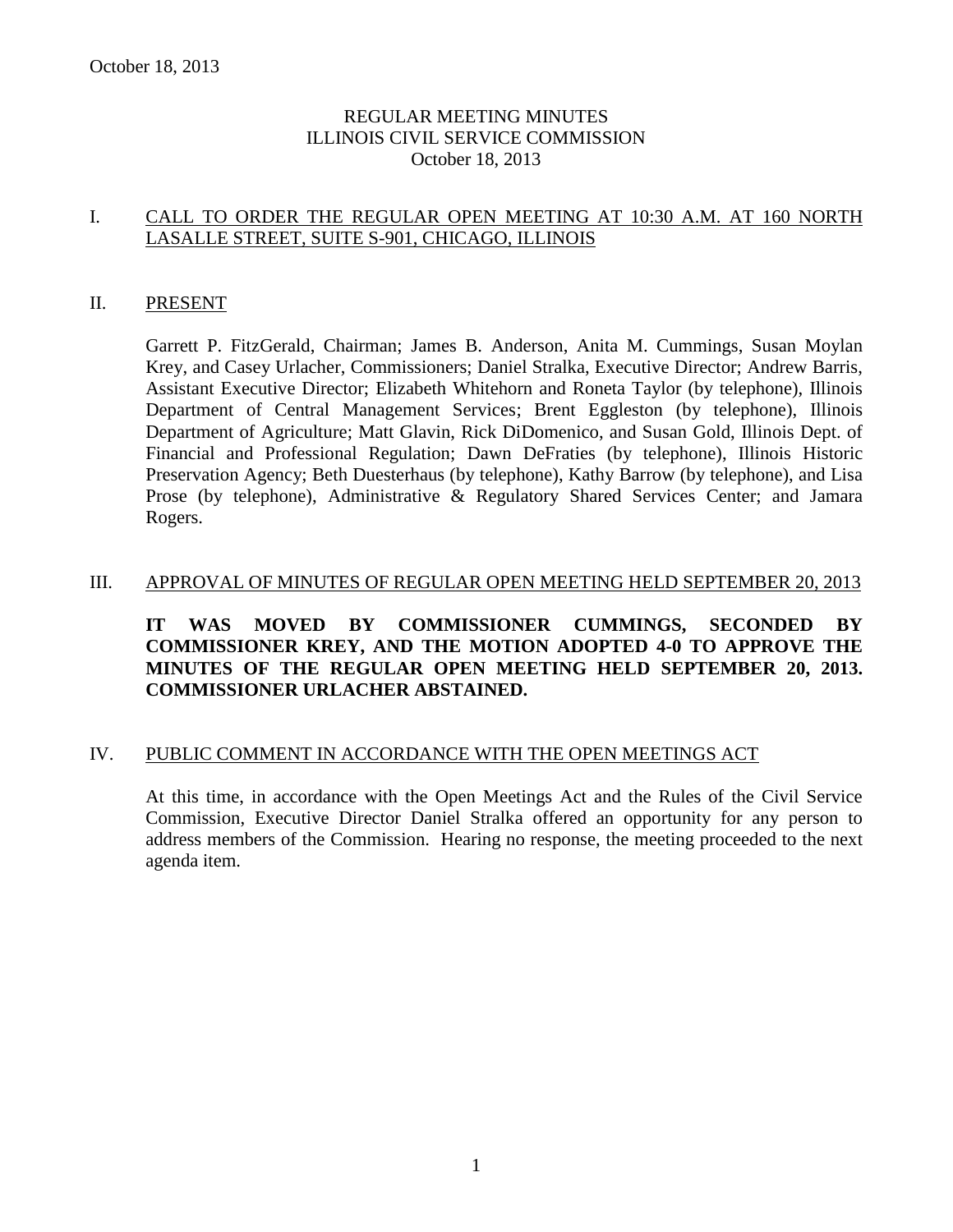October 18, 2013

# REGULAR MEETING MINUTES
# ILLINOIS CIVIL SERVICE COMMISSION
# October 18, 2013

## I. CALL TO ORDER THE REGULAR OPEN MEETING AT 10:30 A.M. AT 160 NORTH LASALLE STREET, SUITE S-901, CHICAGO, ILLINOIS

## II. PRESENT

Garrett P. FitzGerald, Chairman; James B. Anderson, Anita M. Cummings, Susan Moylan Krey, and Casey Urlacher, Commissioners; Daniel Stralka, Executive Director; Andrew Barris, Assistant Executive Director; Elizabeth Whitehorn and Roneta Taylor (by telephone), Illinois Department of Central Management Services; Brent Eggleston (by telephone), Illinois Department of Agriculture; Matt Glavin, Rick DiDomenico, and Susan Gold, Illinois Dept. of Financial and Professional Regulation; Dawn DeFraties (by telephone), Illinois Historic Preservation Agency; Beth Duesterhaus (by telephone), Kathy Barrow (by telephone), and Lisa Prose (by telephone), Administrative & Regulatory Shared Services Center; and Jamara Rogers.

## III. APPROVAL OF MINUTES OF REGULAR OPEN MEETING HELD SEPTEMBER 20, 2013

**IT WAS MOVED BY COMMISSIONER CUMMINGS, SECONDED BY COMMISSIONER KREY, AND THE MOTION ADOPTED 4-0 TO APPROVE THE MINUTES OF THE REGULAR OPEN MEETING HELD SEPTEMBER 20, 2013. COMMISSIONER URLACHER ABSTAINED.**

## IV. PUBLIC COMMENT IN ACCORDANCE WITH THE OPEN MEETINGS ACT

At this time, in accordance with the Open Meetings Act and the Rules of the Civil Service Commission, Executive Director Daniel Stralka offered an opportunity for any person to address members of the Commission. Hearing no response, the meeting proceeded to the next agenda item.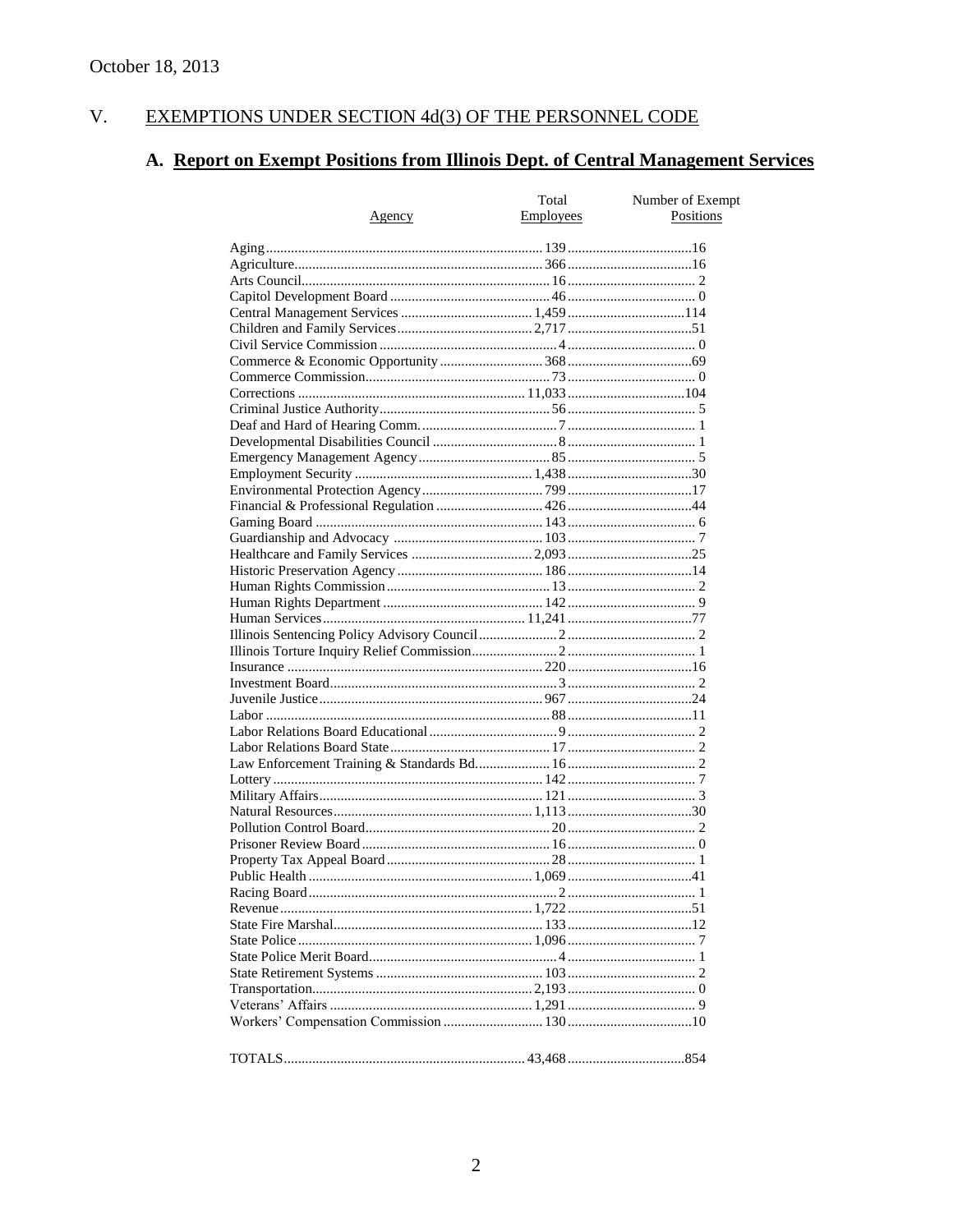October 18, 2013

## V. EXEMPTIONS UNDER SECTION 4d(3) OF THE PERSONNEL CODE

### A. Report on Exempt Positions from Illinois Dept. of Central Management Services

| Agency | Total Employees | Number of Exempt Positions |
|---|---|---|
| Aging | 139 | 16 |
| Agriculture | 366 | 16 |
| Arts Council | 16 | 2 |
| Capitol Development Board | 46 | 0 |
| Central Management Services | 1,459 | 114 |
| Children and Family Services | 2,717 | 51 |
| Civil Service Commission | 4 | 0 |
| Commerce & Economic Opportunity | 368 | 69 |
| Commerce Commission | 73 | 0 |
| Corrections | 11,033 | 104 |
| Criminal Justice Authority | 56 | 5 |
| Deaf and Hard of Hearing Comm. | 7 | 1 |
| Developmental Disabilities Council | 8 | 1 |
| Emergency Management Agency | 85 | 5 |
| Employment Security | 1,438 | 30 |
| Environmental Protection Agency | 799 | 17 |
| Financial & Professional Regulation | 426 | 44 |
| Gaming Board | 143 | 6 |
| Guardianship and Advocacy | 103 | 7 |
| Healthcare and Family Services | 2,093 | 25 |
| Historic Preservation Agency | 186 | 14 |
| Human Rights Commission | 13 | 2 |
| Human Rights Department | 142 | 9 |
| Human Services | 11,241 | 77 |
| Illinois Sentencing Policy Advisory Council | 2 | 2 |
| Illinois Torture Inquiry Relief Commission | 2 | 1 |
| Insurance | 220 | 16 |
| Investment Board | 3 | 2 |
| Juvenile Justice | 967 | 24 |
| Labor | 88 | 11 |
| Labor Relations Board Educational | 9 | 2 |
| Labor Relations Board State | 17 | 2 |
| Law Enforcement Training & Standards Bd. | 16 | 2 |
| Lottery | 142 | 7 |
| Military Affairs | 121 | 3 |
| Natural Resources | 1,113 | 30 |
| Pollution Control Board | 20 | 2 |
| Prisoner Review Board | 16 | 0 |
| Property Tax Appeal Board | 28 | 1 |
| Public Health | 1,069 | 41 |
| Racing Board | 2 | 1 |
| Revenue | 1,722 | 51 |
| State Fire Marshal | 133 | 12 |
| State Police | 1,096 | 7 |
| State Police Merit Board | 4 | 1 |
| State Retirement Systems | 103 | 2 |
| Transportation | 2,193 | 0 |
| Veterans' Affairs | 1,291 | 9 |
| Workers' Compensation Commission | 130 | 10 |
| TOTALS | 43,468 | 854 |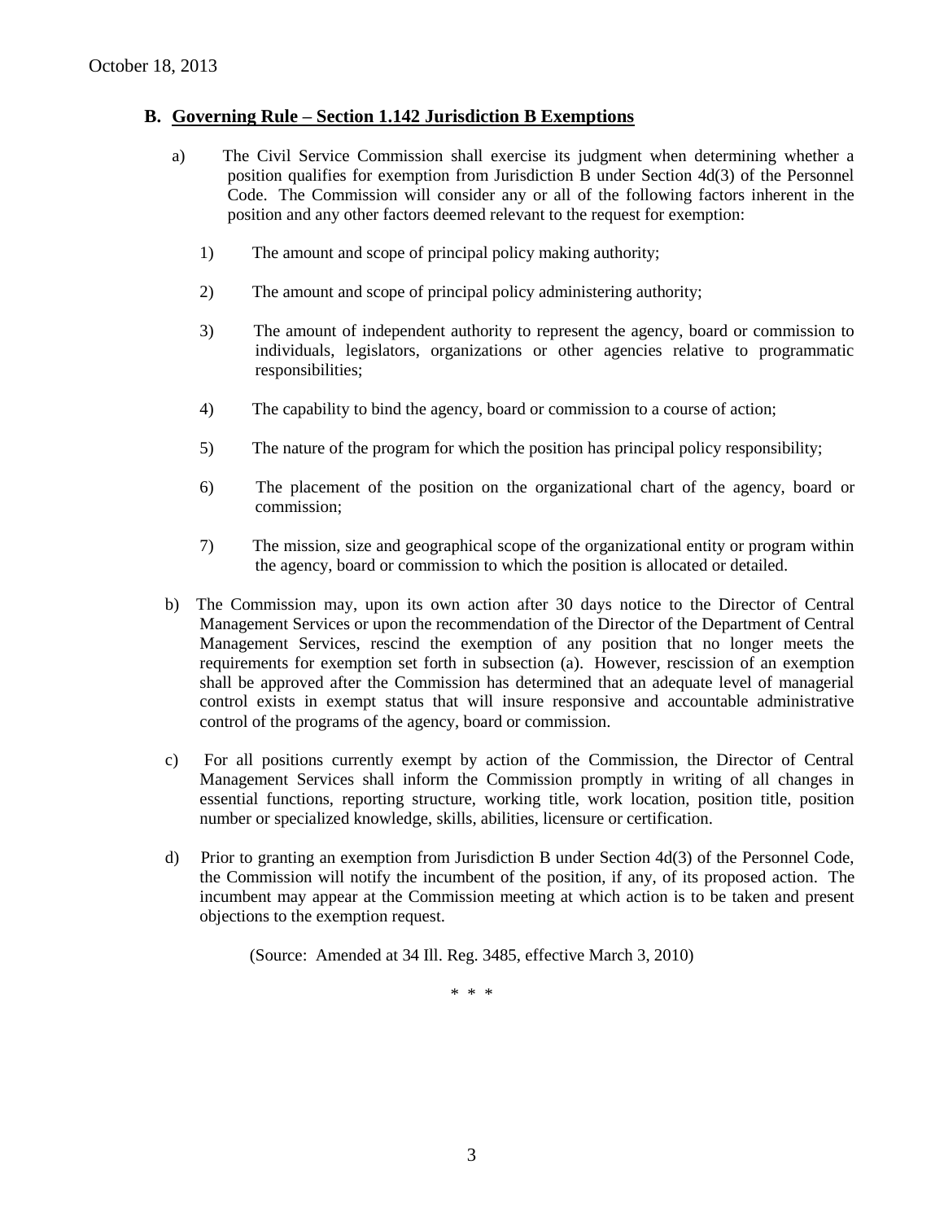## B. Governing Rule – Section 1.142 Jurisdiction B Exemptions

a) The Civil Service Commission shall exercise its judgment when determining whether a position qualifies for exemption from Jurisdiction B under Section 4d(3) of the Personnel Code. The Commission will consider any or all of the following factors inherent in the position and any other factors deemed relevant to the request for exemption:

1) The amount and scope of principal policy making authority;

2) The amount and scope of principal policy administering authority;

3) The amount of independent authority to represent the agency, board or commission to individuals, legislators, organizations or other agencies relative to programmatic responsibilities;

4) The capability to bind the agency, board or commission to a course of action;

5) The nature of the program for which the position has principal policy responsibility;

6) The placement of the position on the organizational chart of the agency, board or commission;

7) The mission, size and geographical scope of the organizational entity or program within the agency, board or commission to which the position is allocated or detailed.

b) The Commission may, upon its own action after 30 days notice to the Director of Central Management Services or upon the recommendation of the Director of the Department of Central Management Services, rescind the exemption of any position that no longer meets the requirements for exemption set forth in subsection (a). However, rescission of an exemption shall be approved after the Commission has determined that an adequate level of managerial control exists in exempt status that will insure responsive and accountable administrative control of the programs of the agency, board or commission.

c) For all positions currently exempt by action of the Commission, the Director of Central Management Services shall inform the Commission promptly in writing of all changes in essential functions, reporting structure, working title, work location, position title, position number or specialized knowledge, skills, abilities, licensure or certification.

d) Prior to granting an exemption from Jurisdiction B under Section 4d(3) of the Personnel Code, the Commission will notify the incumbent of the position, if any, of its proposed action. The incumbent may appear at the Commission meeting at which action is to be taken and present objections to the exemption request.

(Source: Amended at 34 Ill. Reg. 3485, effective March 3, 2010)

\* \* \*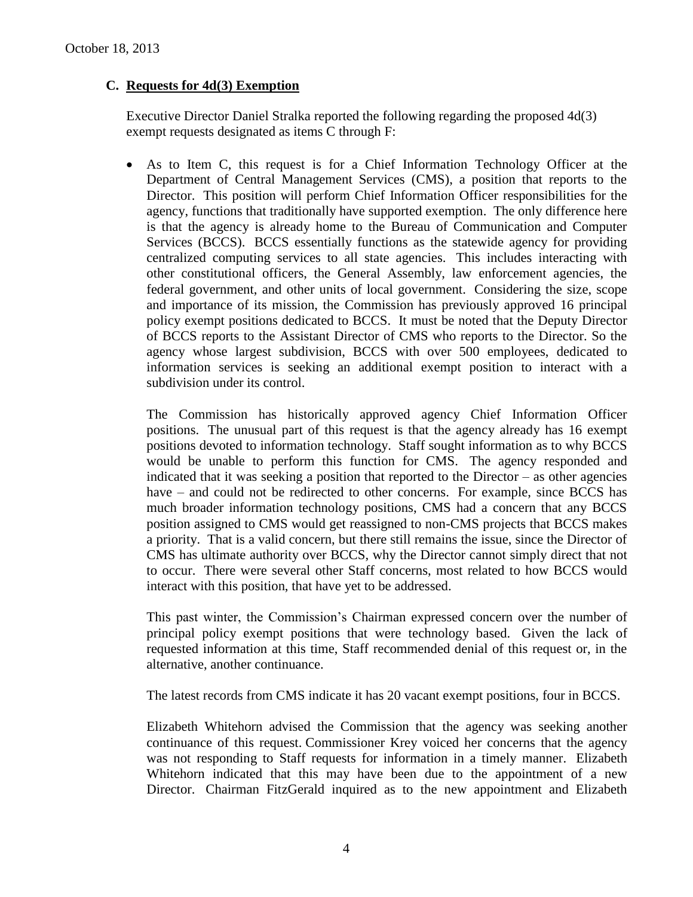October 18, 2013

### C. Requests for 4d(3) Exemption

Executive Director Daniel Stralka reported the following regarding the proposed 4d(3) exempt requests designated as items C through F:

- As to Item C, this request is for a Chief Information Technology Officer at the Department of Central Management Services (CMS), a position that reports to the Director. This position will perform Chief Information Officer responsibilities for the agency, functions that traditionally have supported exemption. The only difference here is that the agency is already home to the Bureau of Communication and Computer Services (BCCS). BCCS essentially functions as the statewide agency for providing centralized computing services to all state agencies. This includes interacting with other constitutional officers, the General Assembly, law enforcement agencies, the federal government, and other units of local government. Considering the size, scope and importance of its mission, the Commission has previously approved 16 principal policy exempt positions dedicated to BCCS. It must be noted that the Deputy Director of BCCS reports to the Assistant Director of CMS who reports to the Director. So the agency whose largest subdivision, BCCS with over 500 employees, dedicated to information services is seeking an additional exempt position to interact with a subdivision under its control.

  The Commission has historically approved agency Chief Information Officer positions. The unusual part of this request is that the agency already has 16 exempt positions devoted to information technology. Staff sought information as to why BCCS would be unable to perform this function for CMS. The agency responded and indicated that it was seeking a position that reported to the Director – as other agencies have – and could not be redirected to other concerns. For example, since BCCS has much broader information technology positions, CMS had a concern that any BCCS position assigned to CMS would get reassigned to non-CMS projects that BCCS makes a priority. That is a valid concern, but there still remains the issue, since the Director of CMS has ultimate authority over BCCS, why the Director cannot simply direct that not to occur. There were several other Staff concerns, most related to how BCCS would interact with this position, that have yet to be addressed.

  This past winter, the Commission's Chairman expressed concern over the number of principal policy exempt positions that were technology based. Given the lack of requested information at this time, Staff recommended denial of this request or, in the alternative, another continuance.

  The latest records from CMS indicate it has 20 vacant exempt positions, four in BCCS.

  Elizabeth Whitehorn advised the Commission that the agency was seeking another continuance of this request. Commissioner Krey voiced her concerns that the agency was not responding to Staff requests for information in a timely manner. Elizabeth Whitehorn indicated that this may have been due to the appointment of a new Director. Chairman FitzGerald inquired as to the new appointment and Elizabeth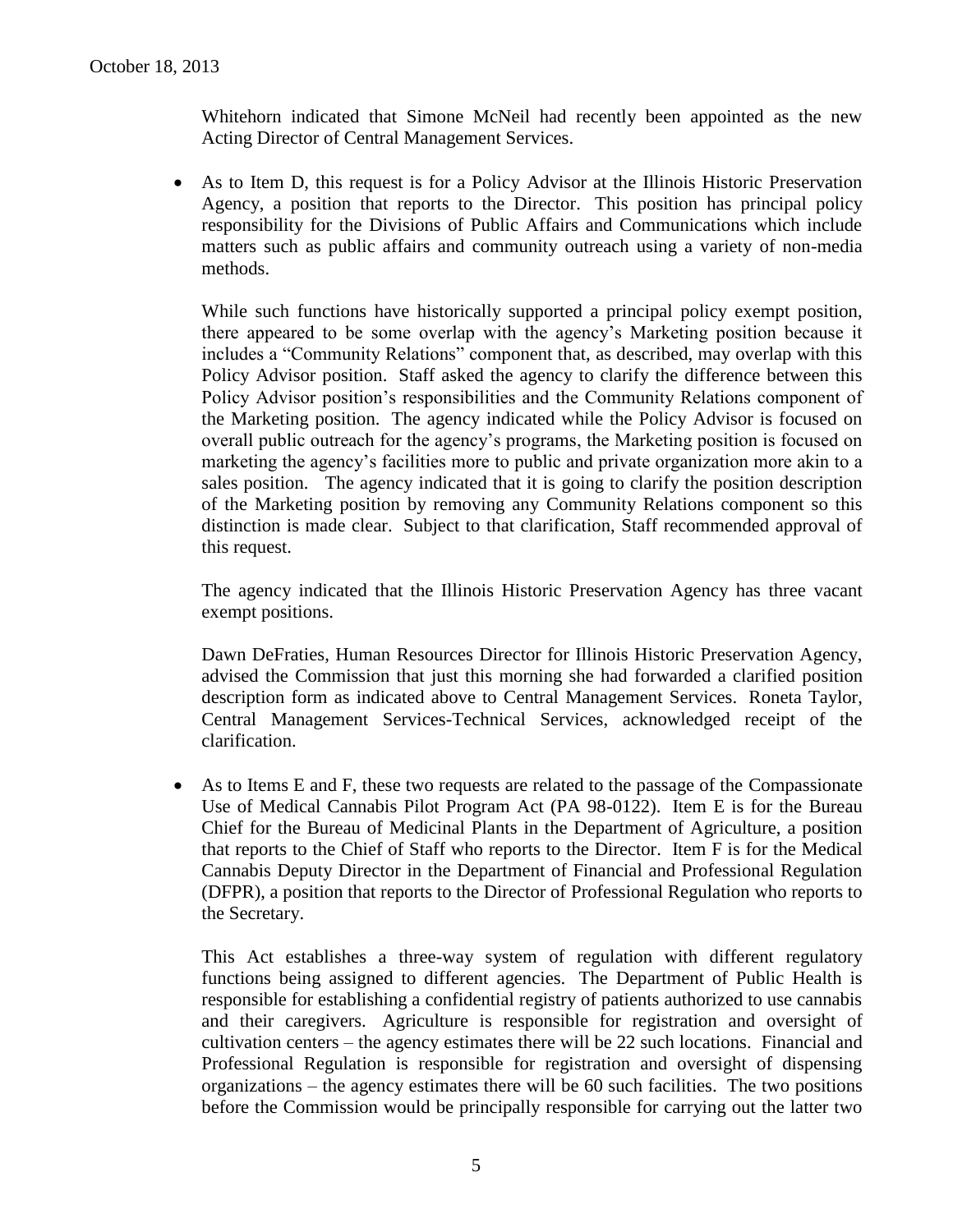Whitehorn indicated that Simone McNeil had recently been appointed as the new Acting Director of Central Management Services.

- As to Item D, this request is for a Policy Advisor at the Illinois Historic Preservation Agency, a position that reports to the Director. This position has principal policy responsibility for the Divisions of Public Affairs and Communications which include matters such as public affairs and community outreach using a variety of non-media methods.

  While such functions have historically supported a principal policy exempt position, there appeared to be some overlap with the agency's Marketing position because it includes a "Community Relations" component that, as described, may overlap with this Policy Advisor position. Staff asked the agency to clarify the difference between this Policy Advisor position's responsibilities and the Community Relations component of the Marketing position. The agency indicated while the Policy Advisor is focused on overall public outreach for the agency's programs, the Marketing position is focused on marketing the agency's facilities more to public and private organization more akin to a sales position. The agency indicated that it is going to clarify the position description of the Marketing position by removing any Community Relations component so this distinction is made clear. Subject to that clarification, Staff recommended approval of this request.

  The agency indicated that the Illinois Historic Preservation Agency has three vacant exempt positions.

  Dawn DeFraties, Human Resources Director for Illinois Historic Preservation Agency, advised the Commission that just this morning she had forwarded a clarified position description form as indicated above to Central Management Services. Roneta Taylor, Central Management Services-Technical Services, acknowledged receipt of the clarification.

- As to Items E and F, these two requests are related to the passage of the Compassionate Use of Medical Cannabis Pilot Program Act (PA 98-0122). Item E is for the Bureau Chief for the Bureau of Medicinal Plants in the Department of Agriculture, a position that reports to the Chief of Staff who reports to the Director. Item F is for the Medical Cannabis Deputy Director in the Department of Financial and Professional Regulation (DFPR), a position that reports to the Director of Professional Regulation who reports to the Secretary.

  This Act establishes a three-way system of regulation with different regulatory functions being assigned to different agencies. The Department of Public Health is responsible for establishing a confidential registry of patients authorized to use cannabis and their caregivers. Agriculture is responsible for registration and oversight of cultivation centers – the agency estimates there will be 22 such locations. Financial and Professional Regulation is responsible for registration and oversight of dispensing organizations – the agency estimates there will be 60 such facilities. The two positions before the Commission would be principally responsible for carrying out the latter two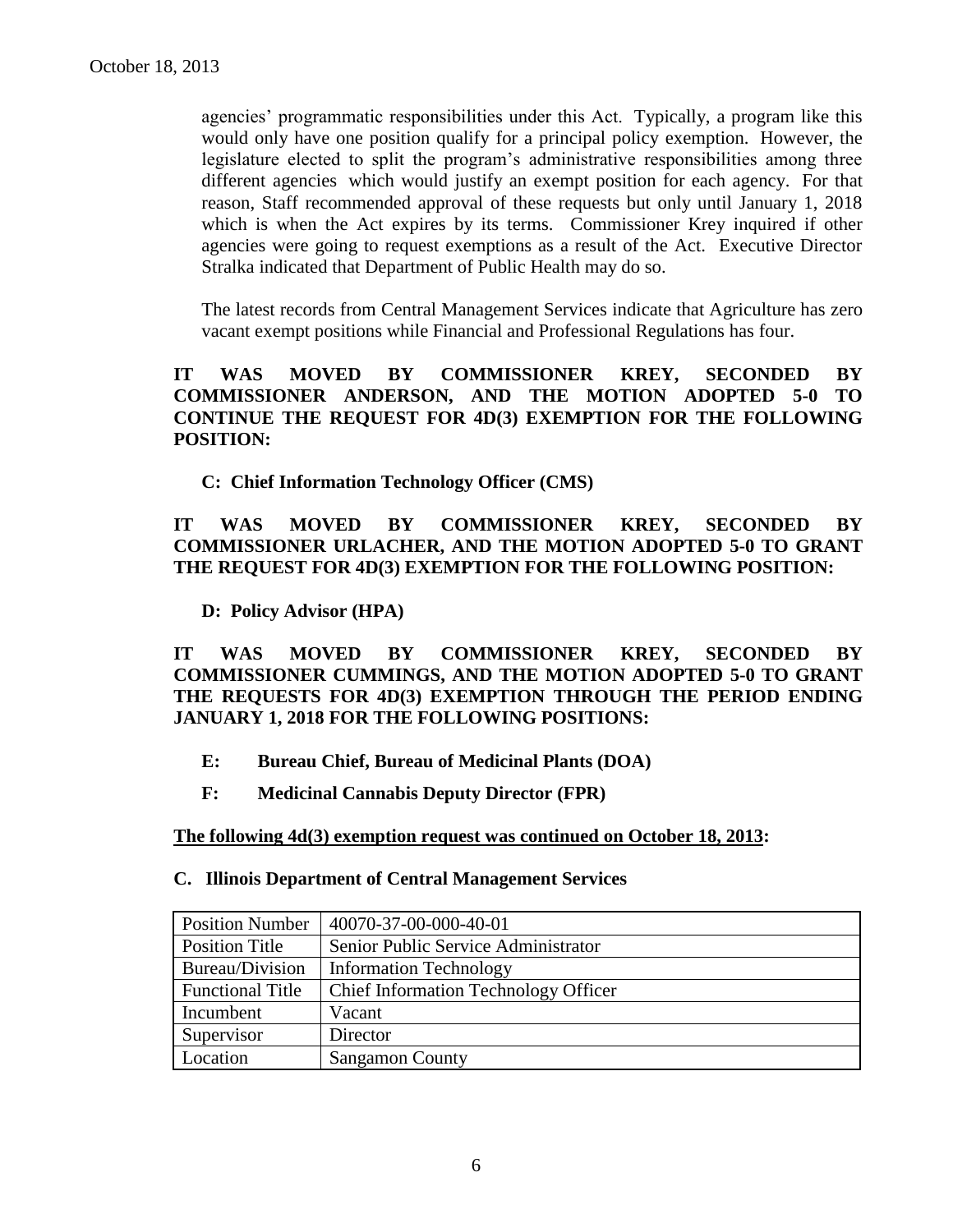agencies' programmatic responsibilities under this Act. Typically, a program like this would only have one position qualify for a principal policy exemption. However, the legislature elected to split the program's administrative responsibilities among three different agencies which would justify an exempt position for each agency. For that reason, Staff recommended approval of these requests but only until January 1, 2018 which is when the Act expires by its terms. Commissioner Krey inquired if other agencies were going to request exemptions as a result of the Act. Executive Director Stralka indicated that Department of Public Health may do so.

The latest records from Central Management Services indicate that Agriculture has zero vacant exempt positions while Financial and Professional Regulations has four.

**IT WAS MOVED BY COMMISSIONER KREY, SECONDED BY COMMISSIONER ANDERSON, AND THE MOTION ADOPTED 5-0 TO CONTINUE THE REQUEST FOR 4D(3) EXEMPTION FOR THE FOLLOWING POSITION:**

**C: Chief Information Technology Officer (CMS)**

**IT WAS MOVED BY COMMISSIONER KREY, SECONDED BY COMMISSIONER URLACHER, AND THE MOTION ADOPTED 5-0 TO GRANT THE REQUEST FOR 4D(3) EXEMPTION FOR THE FOLLOWING POSITION:**

**D: Policy Advisor (HPA)**

**IT WAS MOVED BY COMMISSIONER KREY, SECONDED BY COMMISSIONER CUMMINGS, AND THE MOTION ADOPTED 5-0 TO GRANT THE REQUESTS FOR 4D(3) EXEMPTION THROUGH THE PERIOD ENDING JANUARY 1, 2018 FOR THE FOLLOWING POSITIONS:**

- **E: Bureau Chief, Bureau of Medicinal Plants (DOA)**
- **F: Medicinal Cannabis Deputy Director (FPR)**

**The following 4d(3) exemption request was continued on October 18, 2013:**

**C. Illinois Department of Central Management Services**

| Position Number | 40070-37-00-000-40-01 |
|---|---|
| Position Title | Senior Public Service Administrator |
| Bureau/Division | Information Technology |
| Functional Title | Chief Information Technology Officer |
| Incumbent | Vacant |
| Supervisor | Director |
| Location | Sangamon County |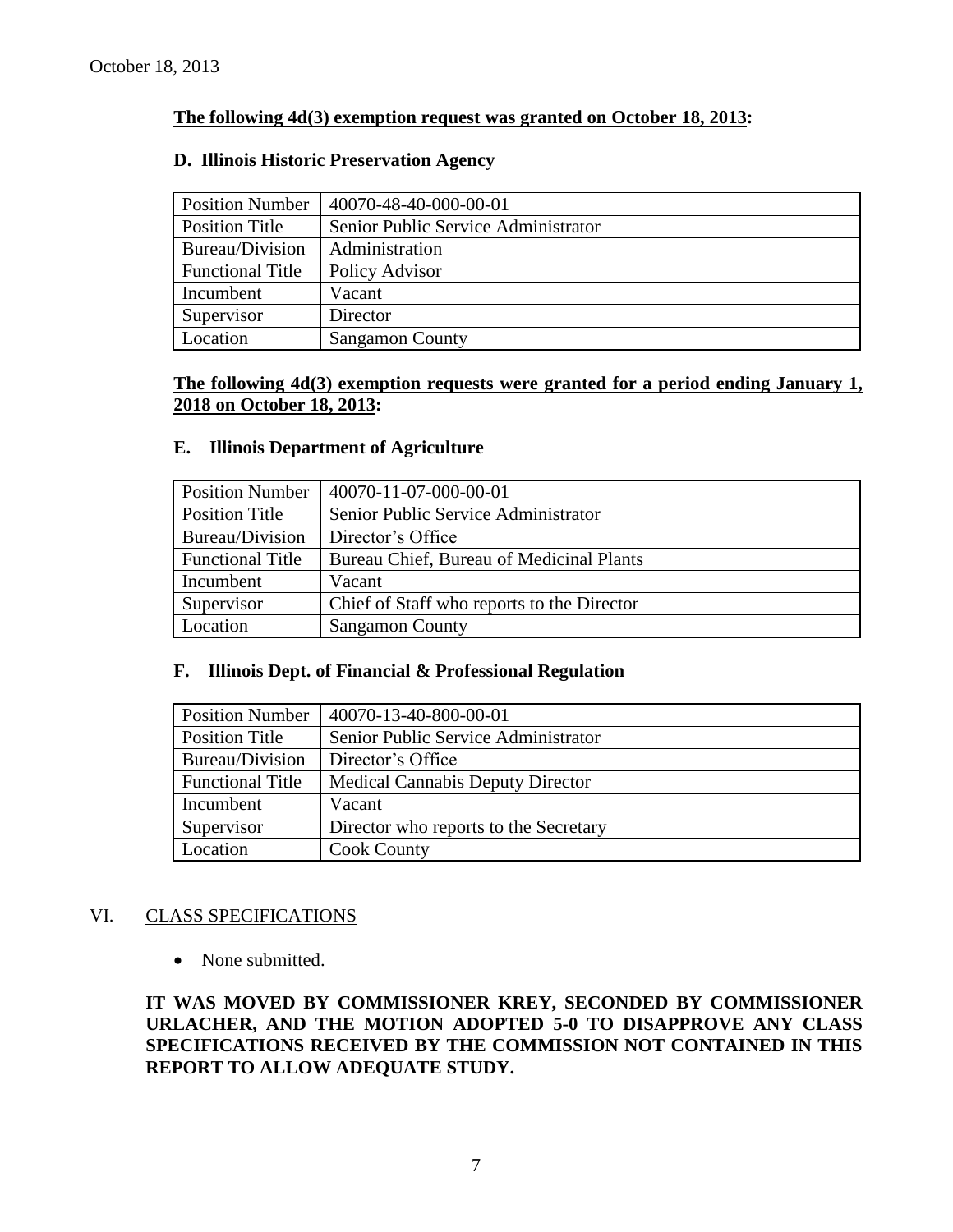October 18, 2013

**The following 4d(3) exemption request was granted on October 18, 2013:**

**D. Illinois Historic Preservation Agency**

| Position Number | 40070-48-40-000-00-01 |
|---|---|
| Position Title | Senior Public Service Administrator |
| Bureau/Division | Administration |
| Functional Title | Policy Advisor |
| Incumbent | Vacant |
| Supervisor | Director |
| Location | Sangamon County |

**The following 4d(3) exemption requests were granted for a period ending January 1, 2018 on October 18, 2013:**

**E. Illinois Department of Agriculture**

| Position Number | 40070-11-07-000-00-01 |
|---|---|
| Position Title | Senior Public Service Administrator |
| Bureau/Division | Director's Office |
| Functional Title | Bureau Chief, Bureau of Medicinal Plants |
| Incumbent | Vacant |
| Supervisor | Chief of Staff who reports to the Director |
| Location | Sangamon County |

**F. Illinois Dept. of Financial & Professional Regulation**

| Position Number | 40070-13-40-800-00-01 |
|---|---|
| Position Title | Senior Public Service Administrator |
| Bureau/Division | Director's Office |
| Functional Title | Medical Cannabis Deputy Director |
| Incumbent | Vacant |
| Supervisor | Director who reports to the Secretary |
| Location | Cook County |

VI. CLASS SPECIFICATIONS

- None submitted.

**IT WAS MOVED BY COMMISSIONER KREY, SECONDED BY COMMISSIONER URLACHER, AND THE MOTION ADOPTED 5-0 TO DISAPPROVE ANY CLASS SPECIFICATIONS RECEIVED BY THE COMMISSION NOT CONTAINED IN THIS REPORT TO ALLOW ADEQUATE STUDY.**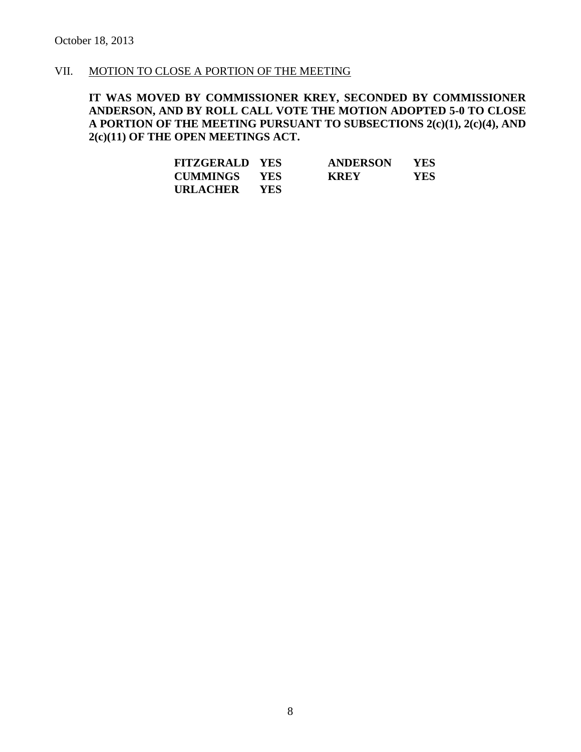October 18, 2013

## VII. MOTION TO CLOSE A PORTION OF THE MEETING

**IT WAS MOVED BY COMMISSIONER KREY, SECONDED BY COMMISSIONER ANDERSON, AND BY ROLL CALL VOTE THE MOTION ADOPTED 5-0 TO CLOSE A PORTION OF THE MEETING PURSUANT TO SUBSECTIONS 2(c)(1), 2(c)(4), AND 2(c)(11) OF THE OPEN MEETINGS ACT.**

| | | | |
|---|---|---|---|
| **FITZGERALD** | **YES** | **ANDERSON** | **YES** |
| **CUMMINGS** | **YES** | **KREY** | **YES** |
| **URLACHER** | **YES** | | |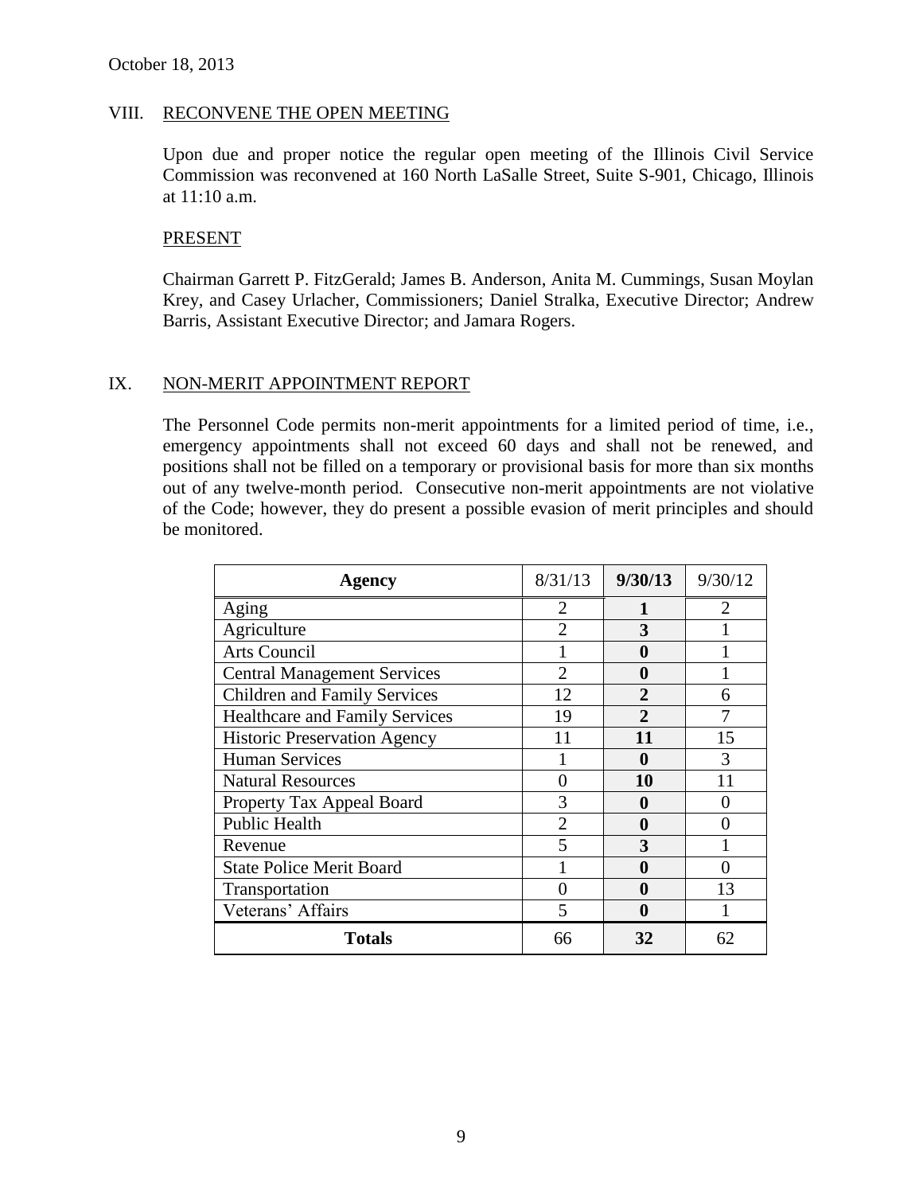October 18, 2013

## VIII. RECONVENE THE OPEN MEETING

Upon due and proper notice the regular open meeting of the Illinois Civil Service Commission was reconvened at 160 North LaSalle Street, Suite S-901, Chicago, Illinois at 11:10 a.m.

### PRESENT

Chairman Garrett P. FitzGerald; James B. Anderson, Anita M. Cummings, Susan Moylan Krey, and Casey Urlacher, Commissioners; Daniel Stralka, Executive Director; Andrew Barris, Assistant Executive Director; and Jamara Rogers.

## IX. NON-MERIT APPOINTMENT REPORT

The Personnel Code permits non-merit appointments for a limited period of time, i.e., emergency appointments shall not exceed 60 days and shall not be renewed, and positions shall not be filled on a temporary or provisional basis for more than six months out of any twelve-month period. Consecutive non-merit appointments are not violative of the Code; however, they do present a possible evasion of merit principles and should be monitored.

| Agency | 8/31/13 | **9/30/13** | 9/30/12 |
|---|---|---|---|
| Aging | 2 | **1** | 2 |
| Agriculture | 2 | **3** | 1 |
| Arts Council | 1 | **0** | 1 |
| Central Management Services | 2 | **0** | 1 |
| Children and Family Services | 12 | **2** | 6 |
| Healthcare and Family Services | 19 | **2** | 7 |
| Historic Preservation Agency | 11 | **11** | 15 |
| Human Services | 1 | **0** | 3 |
| Natural Resources | 0 | **10** | 11 |
| Property Tax Appeal Board | 3 | **0** | 0 |
| Public Health | 2 | **0** | 0 |
| Revenue | 5 | **3** | 1 |
| State Police Merit Board | 1 | **0** | 0 |
| Transportation | 0 | **0** | 13 |
| Veterans' Affairs | 5 | **0** | 1 |
| **Totals** | 66 | **32** | 62 |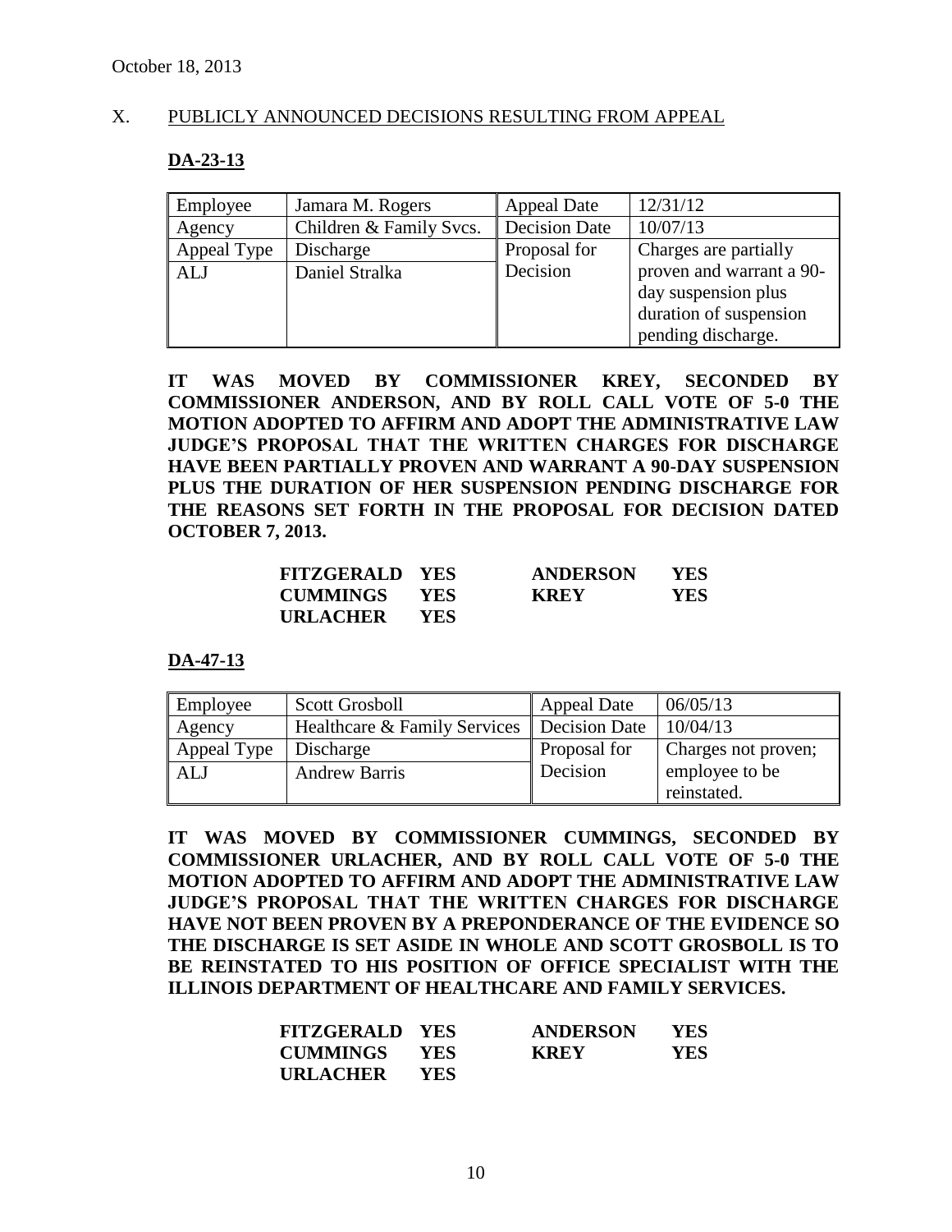October 18, 2013

## X. PUBLICLY ANNOUNCED DECISIONS RESULTING FROM APPEAL

### DA-23-13

| Employee | Jamara M. Rogers | Appeal Date | 12/31/12 |
|---|---|---|---|
| Agency | Children & Family Svcs. | Decision Date | 10/07/13 |
| Appeal Type | Discharge | Proposal for Decision | Charges are partially proven and warrant a 90-day suspension plus duration of suspension pending discharge. |
| ALJ | Daniel Stralka | | |

**IT WAS MOVED BY COMMISSIONER KREY, SECONDED BY COMMISSIONER ANDERSON, AND BY ROLL CALL VOTE OF 5-0 THE MOTION ADOPTED TO AFFIRM AND ADOPT THE ADMINISTRATIVE LAW JUDGE'S PROPOSAL THAT THE WRITTEN CHARGES FOR DISCHARGE HAVE BEEN PARTIALLY PROVEN AND WARRANT A 90-DAY SUSPENSION PLUS THE DURATION OF HER SUSPENSION PENDING DISCHARGE FOR THE REASONS SET FORTH IN THE PROPOSAL FOR DECISION DATED OCTOBER 7, 2013.**

| | | | |
|---|---|---|---|
| **FITZGERALD** | **YES** | **ANDERSON** | **YES** |
| **CUMMINGS** | **YES** | **KREY** | **YES** |
| **URLACHER** | **YES** | | |

### DA-47-13

| Employee | Scott Grosboll | Appeal Date | 06/05/13 |
|---|---|---|---|
| Agency | Healthcare & Family Services | Decision Date | 10/04/13 |
| Appeal Type | Discharge | Proposal for Decision | Charges not proven; employee to be reinstated. |
| ALJ | Andrew Barris | | |

**IT WAS MOVED BY COMMISSIONER CUMMINGS, SECONDED BY COMMISSIONER URLACHER, AND BY ROLL CALL VOTE OF 5-0 THE MOTION ADOPTED TO AFFIRM AND ADOPT THE ADMINISTRATIVE LAW JUDGE'S PROPOSAL THAT THE WRITTEN CHARGES FOR DISCHARGE HAVE NOT BEEN PROVEN BY A PREPONDERANCE OF THE EVIDENCE SO THE DISCHARGE IS SET ASIDE IN WHOLE AND SCOTT GROSBOLL IS TO BE REINSTATED TO HIS POSITION OF OFFICE SPECIALIST WITH THE ILLINOIS DEPARTMENT OF HEALTHCARE AND FAMILY SERVICES.**

| | | | |
|---|---|---|---|
| **FITZGERALD** | **YES** | **ANDERSON** | **YES** |
| **CUMMINGS** | **YES** | **KREY** | **YES** |
| **URLACHER** | **YES** | | |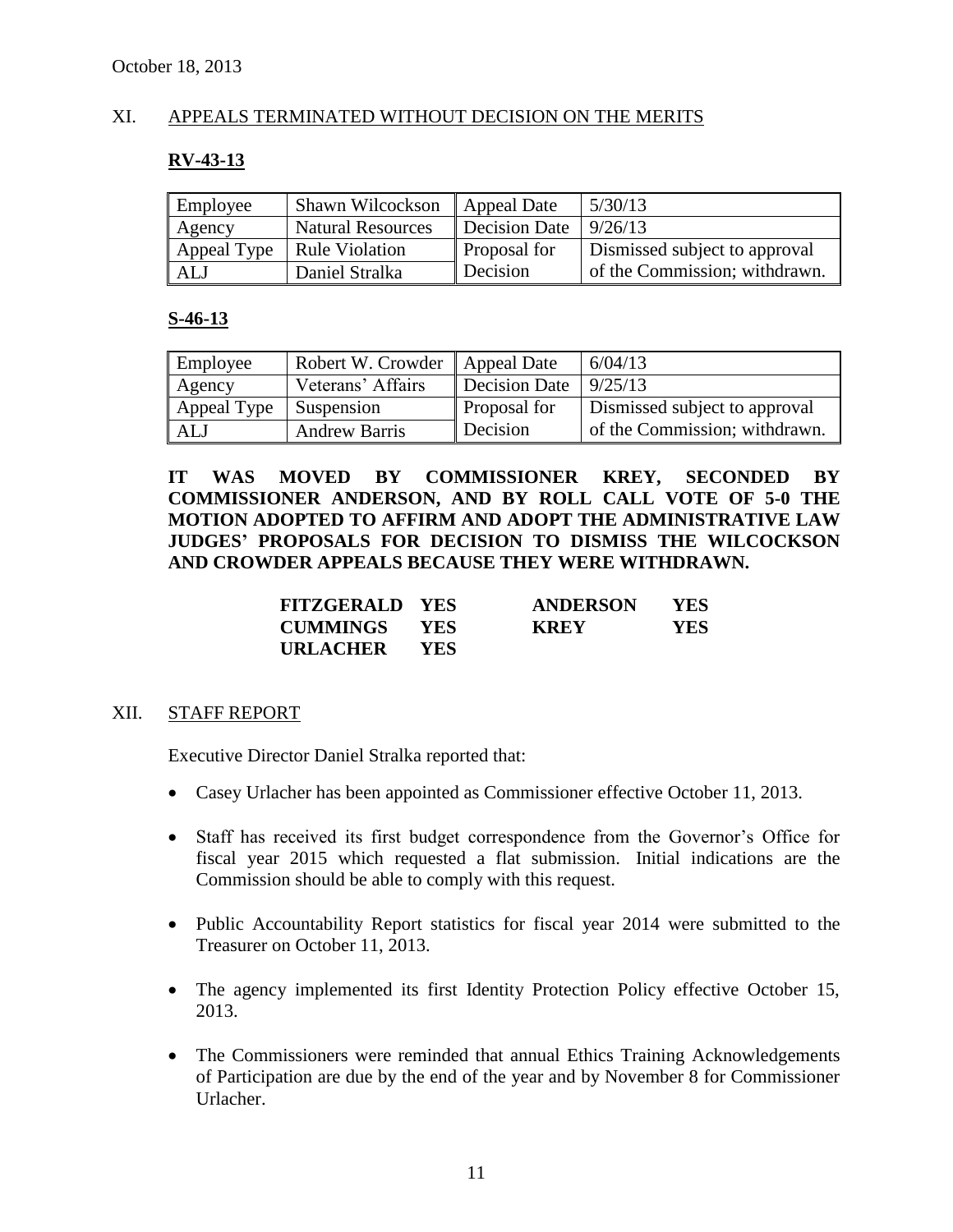October 18, 2013

## XI. APPEALS TERMINATED WITHOUT DECISION ON THE MERITS

### RV-43-13

| Employee | Shawn Wilcockson | Appeal Date | 5/30/13 |
|---|---|---|---|
| Agency | Natural Resources | Decision Date | 9/26/13 |
| Appeal Type | Rule Violation | Proposal for Decision | Dismissed subject to approval of the Commission; withdrawn. |
| ALJ | Daniel Stralka | | |

### S-46-13

| Employee | Robert W. Crowder | Appeal Date | 6/04/13 |
|---|---|---|---|
| Agency | Veterans' Affairs | Decision Date | 9/25/13 |
| Appeal Type | Suspension | Proposal for Decision | Dismissed subject to approval of the Commission; withdrawn. |
| ALJ | Andrew Barris | | |

**IT WAS MOVED BY COMMISSIONER KREY, SECONDED BY COMMISSIONER ANDERSON, AND BY ROLL CALL VOTE OF 5-0 THE MOTION ADOPTED TO AFFIRM AND ADOPT THE ADMINISTRATIVE LAW JUDGES' PROPOSALS FOR DECISION TO DISMISS THE WILCOCKSON AND CROWDER APPEALS BECAUSE THEY WERE WITHDRAWN.**

| | | | |
|---|---|---|---|
| **FITZGERALD** | **YES** | **ANDERSON** | **YES** |
| **CUMMINGS** | **YES** | **KREY** | **YES** |
| **URLACHER** | **YES** | | |

## XII. STAFF REPORT

Executive Director Daniel Stralka reported that:

- Casey Urlacher has been appointed as Commissioner effective October 11, 2013.
- Staff has received its first budget correspondence from the Governor's Office for fiscal year 2015 which requested a flat submission. Initial indications are the Commission should be able to comply with this request.
- Public Accountability Report statistics for fiscal year 2014 were submitted to the Treasurer on October 11, 2013.
- The agency implemented its first Identity Protection Policy effective October 15, 2013.
- The Commissioners were reminded that annual Ethics Training Acknowledgements of Participation are due by the end of the year and by November 8 for Commissioner Urlacher.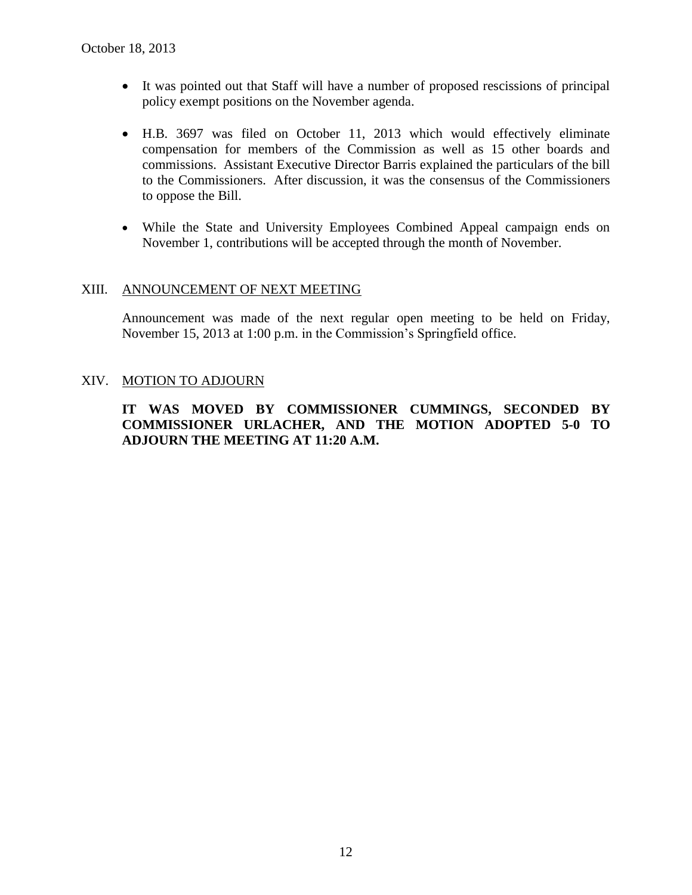- It was pointed out that Staff will have a number of proposed rescissions of principal policy exempt positions on the November agenda.

- H.B. 3697 was filed on October 11, 2013 which would effectively eliminate compensation for members of the Commission as well as 15 other boards and commissions. Assistant Executive Director Barris explained the particulars of the bill to the Commissioners. After discussion, it was the consensus of the Commissioners to oppose the Bill.

- While the State and University Employees Combined Appeal campaign ends on November 1, contributions will be accepted through the month of November.

## XIII. ANNOUNCEMENT OF NEXT MEETING

Announcement was made of the next regular open meeting to be held on Friday, November 15, 2013 at 1:00 p.m. in the Commission's Springfield office.

## XIV. MOTION TO ADJOURN

**IT WAS MOVED BY COMMISSIONER CUMMINGS, SECONDED BY COMMISSIONER URLACHER, AND THE MOTION ADOPTED 5-0 TO ADJOURN THE MEETING AT 11:20 A.M.**